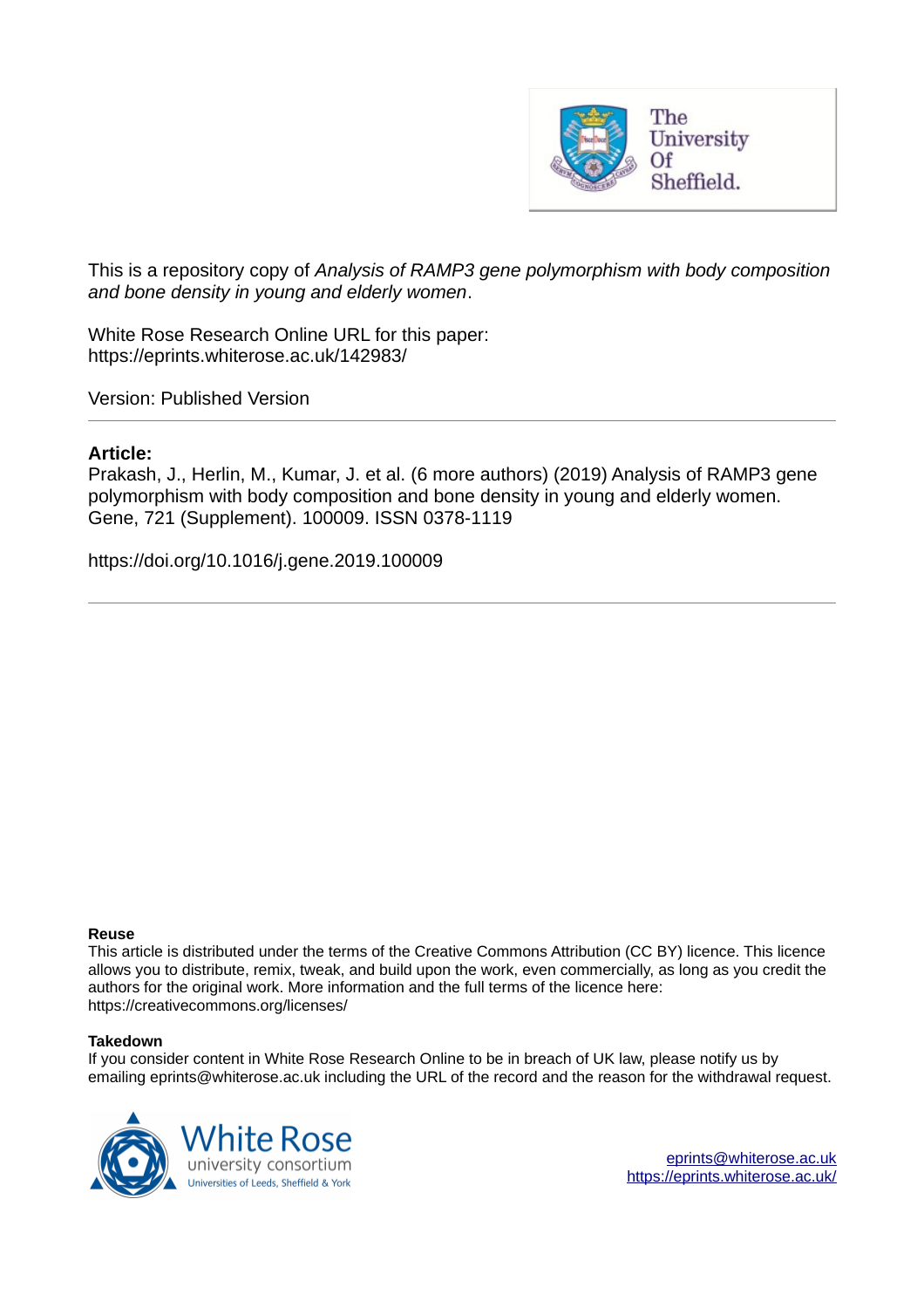This is a repository copy of *Analysis of RAMP3 gene polymorphism with body composition and bone density in young and elderly women*.

White Rose Research Online URL for this paper:
https://eprints.whiterose.ac.uk/142983/

Version: Published Version

---

## Article:

Prakash, J., Herlin, M., Kumar, J. et al. (6 more authors) (2019) Analysis of RAMP3 gene polymorphism with body composition and bone density in young and elderly women. Gene, 721 (Supplement). 100009. ISSN 0378-1119

https://doi.org/10.1016/j.gene.2019.100009

---

**Reuse**

This article is distributed under the terms of the Creative Commons Attribution (CC BY) licence. This licence allows you to distribute, remix, tweak, and build upon the work, even commercially, as long as you credit the authors for the original work. More information and the full terms of the licence here: https://creativecommons.org/licenses/

**Takedown**

If you consider content in White Rose Research Online to be in breach of UK law, please notify us by emailing eprints@whiterose.ac.uk including the URL of the record and the reason for the withdrawal request.

eprints@whiterose.ac.uk
https://eprints.whiterose.ac.uk/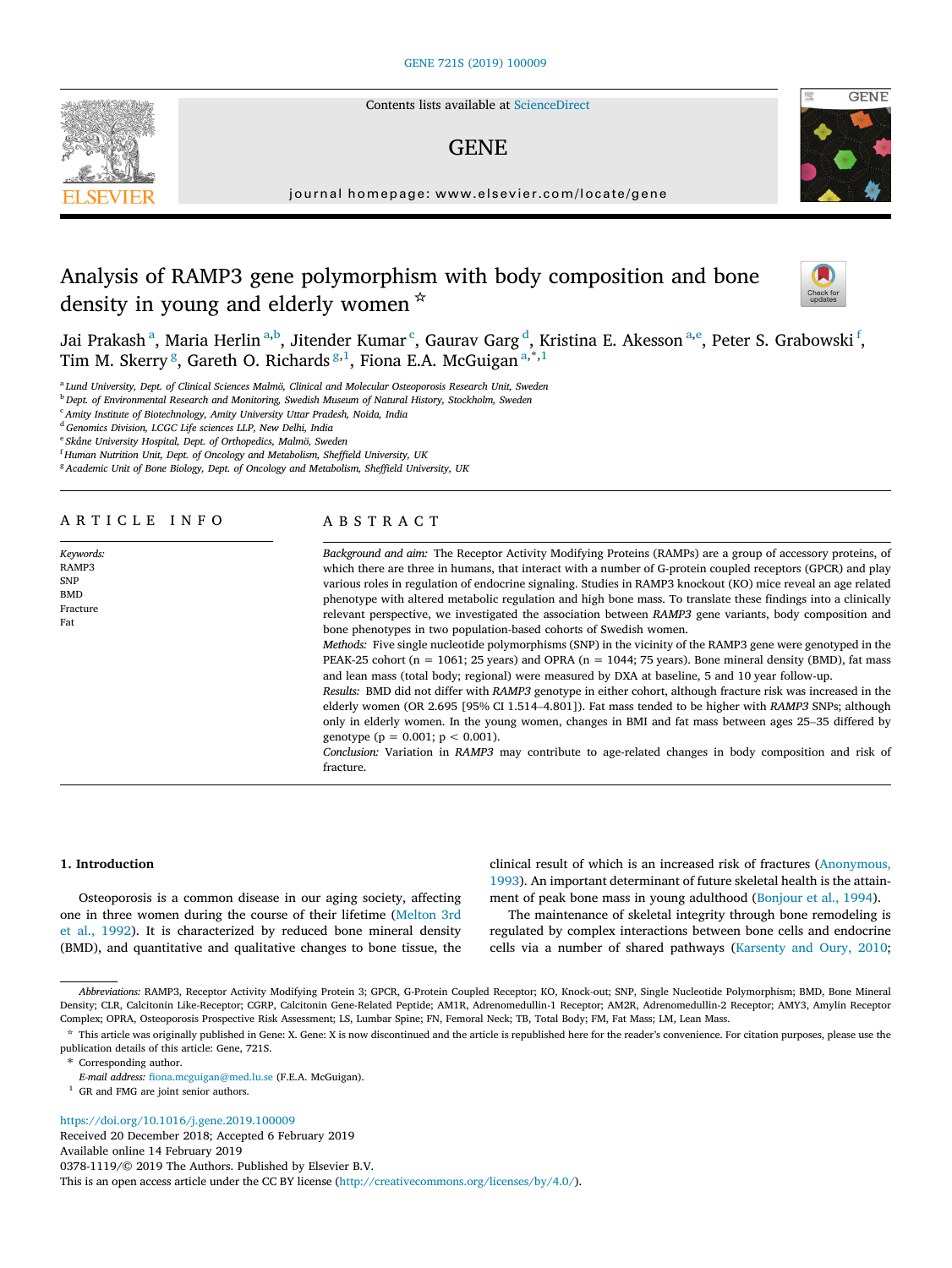# Analysis of RAMP3 gene polymorphism with body composition and bone density in young and elderly women ☆

Jai Prakash[a], Maria Herlin[a,b], Jitender Kumar[c], Gaurav Garg[d], Kristina E. Akesson[a,e], Peter S. Grabowski[f], Tim M. Skerry[g], Gareth O. Richards[g,1], Fiona E.A. McGuigan[a,*,1]

[a] Lund University, Dept. of Clinical Sciences Malmö, Clinical and Molecular Osteoporosis Research Unit, Sweden
[b] Dept. of Environmental Research and Monitoring, Swedish Museum of Natural History, Stockholm, Sweden
[c] Amity Institute of Biotechnology, Amity University Uttar Pradesh, Noida, India
[d] Genomics Division, LCGC Life sciences LLP, New Delhi, India
[e] Skåne University Hospital, Dept. of Orthopedics, Malmö, Sweden
[f] Human Nutrition Unit, Dept. of Oncology and Metabolism, Sheffield University, UK
[g] Academic Unit of Bone Biology, Dept. of Oncology and Metabolism, Sheffield University, UK

## ARTICLE INFO

*Keywords:*
RAMP3
SNP
BMD
Fracture
Fat

## ABSTRACT

*Background and aim:* The Receptor Activity Modifying Proteins (RAMPs) are a group of accessory proteins, of which there are three in humans, that interact with a number of G-protein coupled receptors (GPCR) and play various roles in regulation of endocrine signaling. Studies in RAMP3 knockout (KO) mice reveal an age related phenotype with altered metabolic regulation and high bone mass. To translate these findings into a clinically relevant perspective, we investigated the association between *RAMP3* gene variants, body composition and bone phenotypes in two population-based cohorts of Swedish women.

*Methods:* Five single nucleotide polymorphisms (SNP) in the vicinity of the RAMP3 gene were genotyped in the PEAK-25 cohort (n = 1061; 25 years) and OPRA (n = 1044; 75 years). Bone mineral density (BMD), fat mass and lean mass (total body; regional) were measured by DXA at baseline, 5 and 10 year follow-up.

*Results:* BMD did not differ with *RAMP3* genotype in either cohort, although fracture risk was increased in the elderly women (OR 2.695 [95% CI 1.514–4.801]). Fat mass tended to be higher with *RAMP3* SNPs; although only in elderly women. In the young women, changes in BMI and fat mass between ages 25–35 differed by genotype ($p = 0.001$; $p < 0.001$).

*Conclusion:* Variation in *RAMP3* may contribute to age-related changes in body composition and risk of fracture.

## 1. Introduction

Osteoporosis is a common disease in our aging society, affecting one in three women during the course of their lifetime (Melton 3rd et al., 1992). It is characterized by reduced bone mineral density (BMD), and quantitative and qualitative changes to bone tissue, the clinical result of which is an increased risk of fractures (Anonymous, 1993). An important determinant of future skeletal health is the attainment of peak bone mass in young adulthood (Bonjour et al., 1994).

The maintenance of skeletal integrity through bone remodeling is regulated by complex interactions between bone cells and endocrine cells via a number of shared pathways (Karsenty and Oury, 2010;

---

*Abbreviations:* RAMP3, Receptor Activity Modifying Protein 3; GPCR, G-Protein Coupled Receptor; KO, Knock-out; SNP, Single Nucleotide Polymorphism; BMD, Bone Mineral Density; CLR, Calcitonin Like-Receptor; CGRP, Calcitonin Gene-Related Peptide; AM1R, Adrenomedullin-1 Receptor; AM2R, Adrenomedullin-2 Receptor; AMY3, Amylin Receptor Complex; OPRA, Osteoporosis Prospective Risk Assessment; LS, Lumbar Spine; FN, Femoral Neck; TB, Total Body; FM, Fat Mass; LM, Lean Mass.

☆ This article was originally published in Gene: X. Gene: X is now discontinued and the article is republished here for the reader's convenience. For citation purposes, please use the publication details of this article: Gene, 721S.

\* Corresponding author.
*E-mail address:* fiona.mcguigan@med.lu.se (F.E.A. McGuigan).

[1] GR and FMG are joint senior authors.

https://doi.org/10.1016/j.gene.2019.100009
Received 20 December 2018; Accepted 6 February 2019
Available online 14 February 2019
0378-1119/© 2019 The Authors. Published by Elsevier B.V.
This is an open access article under the CC BY license (http://creativecommons.org/licenses/by/4.0/).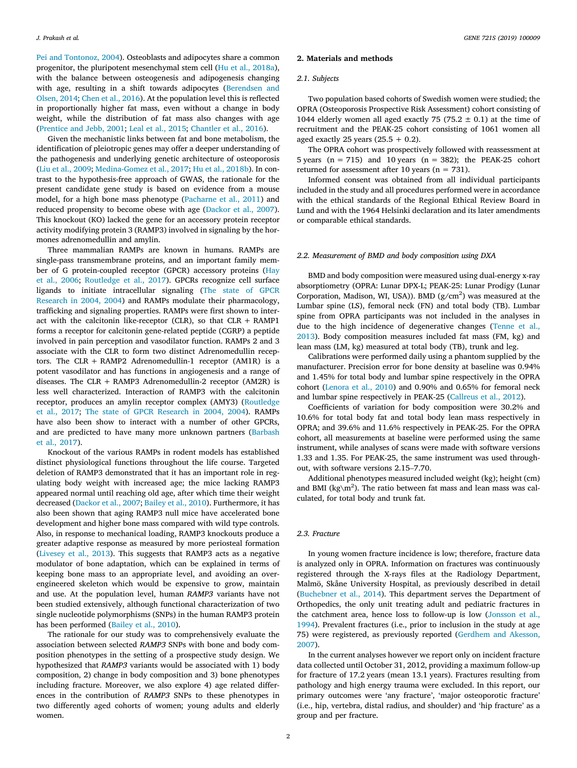Pei and Tontonoz, 2004). Osteoblasts and adipocytes share a common progenitor, the pluripotent mesenchymal stem cell (Hu et al., 2018a), with the balance between osteogenesis and adipogenesis changing with age, resulting in a shift towards adipocytes (Berendsen and Olsen, 2014; Chen et al., 2016). At the population level this is reflected in proportionally higher fat mass, even without a change in body weight, while the distribution of fat mass also changes with age (Prentice and Jebb, 2001; Leal et al., 2015; Chantler et al., 2016).

Given the mechanistic links between fat and bone metabolism, the identification of pleiotropic genes may offer a deeper understanding of the pathogenesis and underlying genetic architecture of osteoporosis (Liu et al., 2009; Medina-Gomez et al., 2017; Hu et al., 2018b). In contrast to the hypothesis-free approach of GWAS, the rationale for the present candidate gene study is based on evidence from a mouse model, for a high bone mass phenotype (Pacharne et al., 2011) and reduced propensity to become obese with age (Dackor et al., 2007). This knockout (KO) lacked the gene for an accessory protein receptor activity modifying protein 3 (RAMP3) involved in signaling by the hormones adrenomedullin and amylin.

Three mammalian RAMPs are known in humans. RAMPs are single-pass transmembrane proteins, and an important family member of G protein-coupled receptor (GPCR) accessory proteins (Hay et al., 2006; Routledge et al., 2017). GPCRs recognize cell surface ligands to initiate intracellular signaling (The state of GPCR Research in 2004, 2004) and RAMPs modulate their pharmacology, trafficking and signaling properties. RAMPs were first shown to interact with the calcitonin like-receptor (CLR), so that CLR + RAMP1 forms a receptor for calcitonin gene-related peptide (CGRP) a peptide involved in pain perception and vasodilator function. RAMPs 2 and 3 associate with the CLR to form two distinct Adrenomedullin receptors. The CLR + RAMP2 Adrenomedullin-1 receptor (AM1R) is a potent vasodilator and has functions in angiogenesis and a range of diseases. The CLR + RAMP3 Adrenomedullin-2 receptor (AM2R) is less well characterized. Interaction of RAMP3 with the calcitonin receptor, produces an amylin receptor complex (AMY3) (Routledge et al., 2017; The state of GPCR Research in 2004, 2004). RAMPs have also been show to interact with a number of other GPCRs, and are predicted to have many more unknown partners (Barbash et al., 2017).

Knockout of the various RAMPs in rodent models has established distinct physiological functions throughout the life course. Targeted deletion of RAMP3 demonstrated that it has an important role in regulating body weight with increased age; the mice lacking RAMP3 appeared normal until reaching old age, after which time their weight decreased (Dackor et al., 2007; Bailey et al., 2010). Furthermore, it has also been shown that aging RAMP3 null mice have accelerated bone development and higher bone mass compared with wild type controls. Also, in response to mechanical loading, RAMP3 knockouts produce a greater adaptive response as measured by more periosteal formation (Livesey et al., 2013). This suggests that RAMP3 acts as a negative modulator of bone adaptation, which can be explained in terms of keeping bone mass to an appropriate level, and avoiding an over-engineered skeleton which would be expensive to grow, maintain and use. At the population level, human *RAMP3* variants have not been studied extensively, although functional characterization of two single nucleotide polymorphisms (SNPs) in the human RAMP3 protein has been performed (Bailey et al., 2010).

The rationale for our study was to comprehensively evaluate the association between selected *RAMP3* SNPs with bone and body composition phenotypes in the setting of a prospective study design. We hypothesized that *RAMP3* variants would be associated with 1) body composition, 2) change in body composition and 3) bone phenotypes including fracture. Moreover, we also explore 4) age related differences in the contribution of *RAMP3* SNPs to these phenotypes in two differently aged cohorts of women; young adults and elderly women.

## 2. Materials and methods

### 2.1. Subjects

Two population based cohorts of Swedish women were studied; the OPRA (Osteoporosis Prospective Risk Assessment) cohort consisting of 1044 elderly women all aged exactly 75 (75.2 ± 0.1) at the time of recruitment and the PEAK-25 cohort consisting of 1061 women all aged exactly 25 years (25.5 + 0.2).

The OPRA cohort was prospectively followed with reassessment at 5 years (n = 715) and 10 years (n = 382); the PEAK-25 cohort returned for assessment after 10 years (n = 731).

Informed consent was obtained from all individual participants included in the study and all procedures performed were in accordance with the ethical standards of the Regional Ethical Review Board in Lund and with the 1964 Helsinki declaration and its later amendments or comparable ethical standards.

### 2.2. Measurement of BMD and body composition using DXA

BMD and body composition were measured using dual-energy x-ray absorptiometry (OPRA: Lunar DPX-L; PEAK-25: Lunar Prodigy (Lunar Corporation, Madison, WI, USA)). BMD ($g/cm^2$) was measured at the Lumbar spine (LS), femoral neck (FN) and total body (TB). Lumbar spine from OPRA participants was not included in the analyses in due to the high incidence of degenerative changes (Tenne et al., 2013). Body composition measures included fat mass (FM, kg) and lean mass (LM, kg) measured at total body (TB), trunk and leg.

Calibrations were performed daily using a phantom supplied by the manufacturer. Precision error for bone density at baseline was 0.94% and 1.45% for total body and lumbar spine respectively in the OPRA cohort (Lenora et al., 2010) and 0.90% and 0.65% for femoral neck and lumbar spine respectively in PEAK-25 (Callreus et al., 2012).

Coefficients of variation for body composition were 30.2% and 10.6% for total body fat and total body lean mass respectively in OPRA; and 39.6% and 11.6% respectively in PEAK-25. For the OPRA cohort, all measurements at baseline were performed using the same instrument, while analyses of scans were made with software versions 1.33 and 1.35. For PEAK-25, the same instrument was used throughout, with software versions 2.15–7.70.

Additional phenotypes measured included weight (kg); height (cm) and BMI ($kg\backslash m^2$). The ratio between fat mass and lean mass was calculated, for total body and trunk fat.

### 2.3. Fracture

In young women fracture incidence is low; therefore, fracture data is analyzed only in OPRA. Information on fractures was continuously registered through the X-rays files at the Radiology Department, Malmö, Skåne University Hospital, as previously described in detail (Buchebner et al., 2014). This department serves the Department of Orthopedics, the only unit treating adult and pediatric fractures in the catchment area, hence loss to follow-up is low (Jonsson et al., 1994). Prevalent fractures (i.e., prior to inclusion in the study at age 75) were registered, as previously reported (Gerdhem and Akesson, 2007).

In the current analyses however we report only on incident fracture data collected until October 31, 2012, providing a maximum follow-up for fracture of 17.2 years (mean 13.1 years). Fractures resulting from pathology and high energy trauma were excluded. In this report, our primary outcomes were 'any fracture', 'major osteoporotic fracture' (i.e., hip, vertebra, distal radius, and shoulder) and 'hip fracture' as a group and per fracture.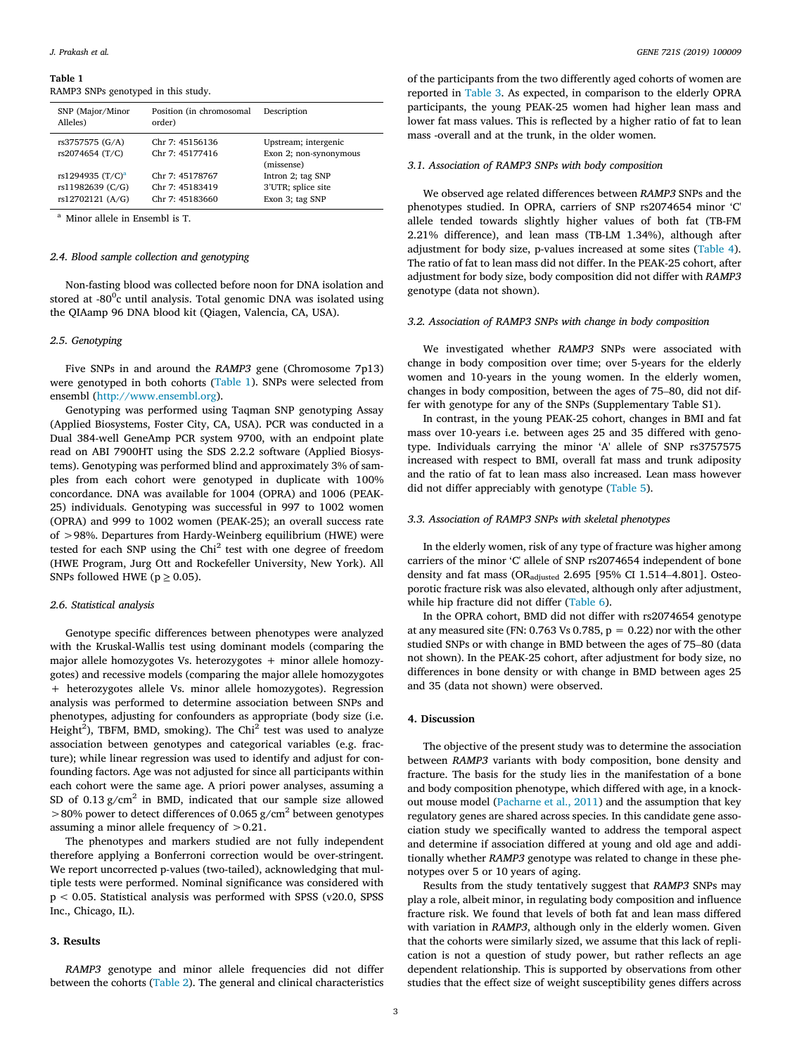**Table 1**
RAMP3 SNPs genotyped in this study.

| SNP (Major/Minor Alleles) | Position (in chromosomal order) | Description |
|---|---|---|
| rs3757575 (G/A) | Chr 7: 45156136 | Upstream; intergenic |
| rs2074654 (T/C) | Chr 7: 45177416 | Exon 2; non-synonymous (missense) |
| rs1294935 (T/C)[a] | Chr 7: 45178767 | Intron 2; tag SNP |
| rs11982639 (C/G) | Chr 7: 45183419 | 3'UTR; splice site |
| rs12702121 (A/G) | Chr 7: 45183660 | Exon 3; tag SNP |

[a] Minor allele in Ensembl is T.

### 2.4. Blood sample collection and genotyping

Non-fasting blood was collected before noon for DNA isolation and stored at -80$^0$c until analysis. Total genomic DNA was isolated using the QIAamp 96 DNA blood kit (Qiagen, Valencia, CA, USA).

### 2.5. Genotyping

Five SNPs in and around the *RAMP3* gene (Chromosome 7p13) were genotyped in both cohorts (Table 1). SNPs were selected from ensembl (http://www.ensembl.org).

Genotyping was performed using Taqman SNP genotyping Assay (Applied Biosystems, Foster City, CA, USA). PCR was conducted in a Dual 384-well GeneAmp PCR system 9700, with an endpoint plate read on ABI 7900HT using the SDS 2.2.2 software (Applied Biosystems). Genotyping was performed blind and approximately 3% of samples from each cohort were genotyped in duplicate with 100% concordance. DNA was available for 1004 (OPRA) and 1006 (PEAK-25) individuals. Genotyping was successful in 997 to 1002 women (OPRA) and 999 to 1002 women (PEAK-25); an overall success rate of >98%. Departures from Hardy-Weinberg equilibrium (HWE) were tested for each SNP using the Chi$^2$ test with one degree of freedom (HWE Program, Jurg Ott and Rockefeller University, New York). All SNPs followed HWE ($p \geq 0.05$).

### 2.6. Statistical analysis

Genotype specific differences between phenotypes were analyzed with the Kruskal-Wallis test using dominant models (comparing the major allele homozygotes Vs. heterozygotes + minor allele homozygotes) and recessive models (comparing the major allele homozygotes + heterozygotes allele Vs. minor allele homozygotes). Regression analysis was performed to determine association between SNPs and phenotypes, adjusting for confounders as appropriate (body size (i.e. Height$^2$), TBFM, BMD, smoking). The Chi$^2$ test was used to analyze association between genotypes and categorical variables (e.g. fracture); while linear regression was used to identify and adjust for confounding factors. Age was not adjusted for since all participants within each cohort were the same age. A priori power analyses, assuming a SD of 0.13 g/cm$^2$ in BMD, indicated that our sample size allowed >80% power to detect differences of 0.065 g/cm$^2$ between genotypes assuming a minor allele frequency of >0.21.

The phenotypes and markers studied are not fully independent therefore applying a Bonferroni correction would be over-stringent. We report uncorrected p-values (two-tailed), acknowledging that multiple tests were performed. Nominal significance was considered with $p < 0.05$. Statistical analysis was performed with SPSS (v20.0, SPSS Inc., Chicago, IL).

## 3. Results

*RAMP3* genotype and minor allele frequencies did not differ between the cohorts (Table 2). The general and clinical characteristics of the participants from the two differently aged cohorts of women are reported in Table 3. As expected, in comparison to the elderly OPRA participants, the young PEAK-25 women had higher lean mass and lower fat mass values. This is reflected by a higher ratio of fat to lean mass -overall and at the trunk, in the older women.

### 3.1. Association of RAMP3 SNPs with body composition

We observed age related differences between *RAMP3* SNPs and the phenotypes studied. In OPRA, carriers of SNP rs2074654 minor 'C' allele tended towards slightly higher values of both fat (TB-FM 2.21% difference), and lean mass (TB-LM 1.34%), although after adjustment for body size, p-values increased at some sites (Table 4). The ratio of fat to lean mass did not differ. In the PEAK-25 cohort, after adjustment for body size, body composition did not differ with *RAMP3* genotype (data not shown).

### 3.2. Association of RAMP3 SNPs with change in body composition

We investigated whether *RAMP3* SNPs were associated with change in body composition over time; over 5-years for the elderly women and 10-years in the young women. In the elderly women, changes in body composition, between the ages of 75–80, did not differ with genotype for any of the SNPs (Supplementary Table S1).

In contrast, in the young PEAK-25 cohort, changes in BMI and fat mass over 10-years i.e. between ages 25 and 35 differed with genotype. Individuals carrying the minor 'A' allele of SNP rs3757575 increased with respect to BMI, overall fat mass and trunk adiposity and the ratio of fat to lean mass also increased. Lean mass however did not differ appreciably with genotype (Table 5).

### 3.3. Association of RAMP3 SNPs with skeletal phenotypes

In the elderly women, risk of any type of fracture was higher among carriers of the minor 'C' allele of SNP rs2074654 independent of bone density and fat mass ($OR_{adjusted}$ 2.695 [95% CI 1.514–4.801]. Osteoporotic fracture risk was also elevated, although only after adjustment, while hip fracture did not differ (Table 6).

In the OPRA cohort, BMD did not differ with rs2074654 genotype at any measured site (FN: 0.763 Vs 0.785, $p = 0.22$) nor with the other studied SNPs or with change in BMD between the ages of 75–80 (data not shown). In the PEAK-25 cohort, after adjustment for body size, no differences in bone density or with change in BMD between ages 25 and 35 (data not shown) were observed.

## 4. Discussion

The objective of the present study was to determine the association between *RAMP3* variants with body composition, bone density and fracture. The basis for the study lies in the manifestation of a bone and body composition phenotype, which differed with age, in a knockout mouse model (Pacharne et al., 2011) and the assumption that key regulatory genes are shared across species. In this candidate gene association study we specifically wanted to address the temporal aspect and determine if association differed at young and old age and additionally whether *RAMP3* genotype was related to change in these phenotypes over 5 or 10 years of aging.

Results from the study tentatively suggest that *RAMP3* SNPs may play a role, albeit minor, in regulating body composition and influence fracture risk. We found that levels of both fat and lean mass differed with variation in *RAMP3*, although only in the elderly women. Given that the cohorts were similarly sized, we assume that this lack of replication is not a question of study power, but rather reflects an age dependent relationship. This is supported by observations from other studies that the effect size of weight susceptibility genes differs across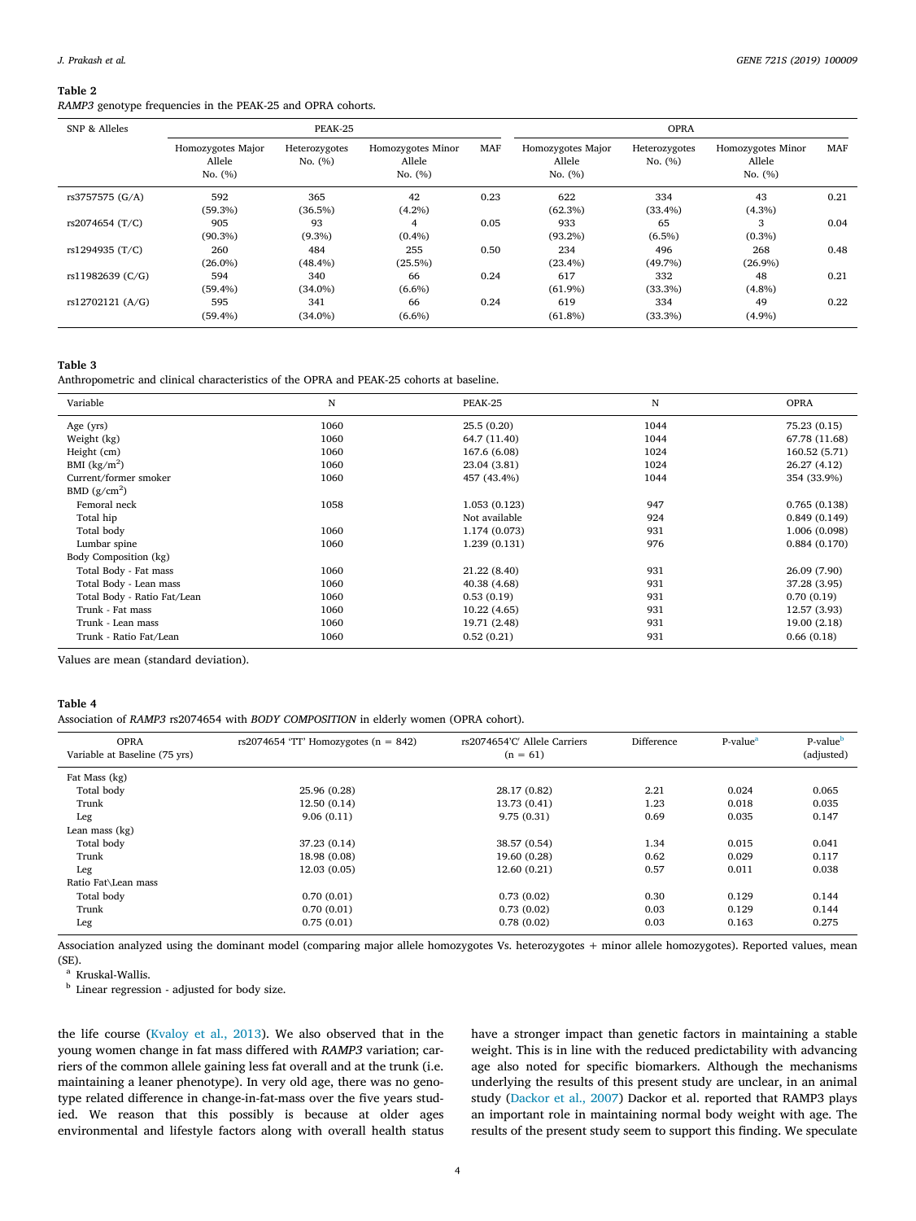**Table 2**
*RAMP3* genotype frequencies in the PEAK-25 and OPRA cohorts.

| SNP & Alleles | PEAK-25 | | | | OPRA | | | |
|---|---|---|---|---|---|---|---|---|
| | Homozygotes Major Allele No. (%) | Heterozygotes No. (%) | Homozygotes Minor Allele No. (%) | MAF | Homozygotes Major Allele No. (%) | Heterozygotes No. (%) | Homozygotes Minor Allele No. (%) | MAF |
| rs3757575 (G/A) | 592 (59.3%) | 365 (36.5%) | 42 (4.2%) | 0.23 | 622 (62.3%) | 334 (33.4%) | 43 (4.3%) | 0.21 |
| rs2074654 (T/C) | 905 (90.3%) | 93 (9.3%) | 4 (0.4%) | 0.05 | 933 (93.2%) | 65 (6.5%) | 3 (0.3%) | 0.04 |
| rs1294935 (T/C) | 260 (26.0%) | 484 (48.4%) | 255 (25.5%) | 0.50 | 234 (23.4%) | 496 (49.7%) | 268 (26.9%) | 0.48 |
| rs11982639 (C/G) | 594 (59.4%) | 340 (34.0%) | 66 (6.6%) | 0.24 | 617 (61.9%) | 332 (33.3%) | 48 (4.8%) | 0.21 |
| rs12702121 (A/G) | 595 (59.4%) | 341 (34.0%) | 66 (6.6%) | 0.24 | 619 (61.8%) | 334 (33.3%) | 49 (4.9%) | 0.22 |

**Table 3**
Anthropometric and clinical characteristics of the OPRA and PEAK-25 cohorts at baseline.

| Variable | N | PEAK-25 | N | OPRA |
|---|---|---|---|---|
| Age (yrs) | 1060 | 25.5 (0.20) | 1044 | 75.23 (0.15) |
| Weight (kg) | 1060 | 64.7 (11.40) | 1044 | 67.78 (11.68) |
| Height (cm) | 1060 | 167.6 (6.08) | 1024 | 160.52 (5.71) |
| BMI (kg/m$^2$) | 1060 | 23.04 (3.81) | 1024 | 26.27 (4.12) |
| Current/former smoker | 1060 | 457 (43.4%) | 1044 | 354 (33.9%) |
| BMD (g/cm$^2$) | | | | |
| Femoral neck | 1058 | 1.053 (0.123) | 947 | 0.765 (0.138) |
| Total hip | | Not available | 924 | 0.849 (0.149) |
| Total body | 1060 | 1.174 (0.073) | 931 | 1.006 (0.098) |
| Lumbar spine | 1060 | 1.239 (0.131) | 976 | 0.884 (0.170) |
| Body Composition (kg) | | | | |
| Total Body - Fat mass | 1060 | 21.22 (8.40) | 931 | 26.09 (7.90) |
| Total Body - Lean mass | 1060 | 40.38 (4.68) | 931 | 37.28 (3.95) |
| Total Body - Ratio Fat/Lean | 1060 | 0.53 (0.19) | 931 | 0.70 (0.19) |
| Trunk - Fat mass | 1060 | 10.22 (4.65) | 931 | 12.57 (3.93) |
| Trunk - Lean mass | 1060 | 19.71 (2.48) | 931 | 19.00 (2.18) |
| Trunk - Ratio Fat/Lean | 1060 | 0.52 (0.21) | 931 | 0.66 (0.18) |

Values are mean (standard deviation).

**Table 4**
Association of *RAMP3* rs2074654 with *BODY COMPOSITION* in elderly women (OPRA cohort).

| OPRA Variable at Baseline (75 yrs) | rs2074654 'TT' Homozygotes (n = 842) | rs2074654'C' Allele Carriers (n = 61) | Difference | P-value[a] | P-value[b] (adjusted) |
|---|---|---|---|---|---|
| Fat Mass (kg) | | | | | |
| Total body | 25.96 (0.28) | 28.17 (0.82) | 2.21 | 0.024 | 0.065 |
| Trunk | 12.50 (0.14) | 13.73 (0.41) | 1.23 | 0.018 | 0.035 |
| Leg | 9.06 (0.11) | 9.75 (0.31) | 0.69 | 0.035 | 0.147 |
| Lean mass (kg) | | | | | |
| Total body | 37.23 (0.14) | 38.57 (0.54) | 1.34 | 0.015 | 0.041 |
| Trunk | 18.98 (0.08) | 19.60 (0.28) | 0.62 | 0.029 | 0.117 |
| Leg | 12.03 (0.05) | 12.60 (0.21) | 0.57 | 0.011 | 0.038 |
| Ratio Fat\Lean mass | | | | | |
| Total body | 0.70 (0.01) | 0.73 (0.02) | 0.30 | 0.129 | 0.144 |
| Trunk | 0.70 (0.01) | 0.73 (0.02) | 0.03 | 0.129 | 0.144 |
| Leg | 0.75 (0.01) | 0.78 (0.02) | 0.03 | 0.163 | 0.275 |

Association analyzed using the dominant model (comparing major allele homozygotes Vs. heterozygotes + minor allele homozygotes). Reported values, mean (SE).

[a] Kruskal-Wallis.

[b] Linear regression - adjusted for body size.

the life course (Kvaloy et al., 2013). We also observed that in the young women change in fat mass differed with *RAMP3* variation; carriers of the common allele gaining less fat overall and at the trunk (i.e. maintaining a leaner phenotype). In very old age, there was no genotype related difference in change-in-fat-mass over the five years studied. We reason that this possibly is because at older ages environmental and lifestyle factors along with overall health status have a stronger impact than genetic factors in maintaining a stable weight. This is in line with the reduced predictability with advancing age also noted for specific biomarkers. Although the mechanisms underlying the results of this present study are unclear, in an animal study (Dackor et al., 2007) Dackor et al. reported that RAMP3 plays an important role in maintaining normal body weight with age. The results of the present study seem to support this finding. We speculate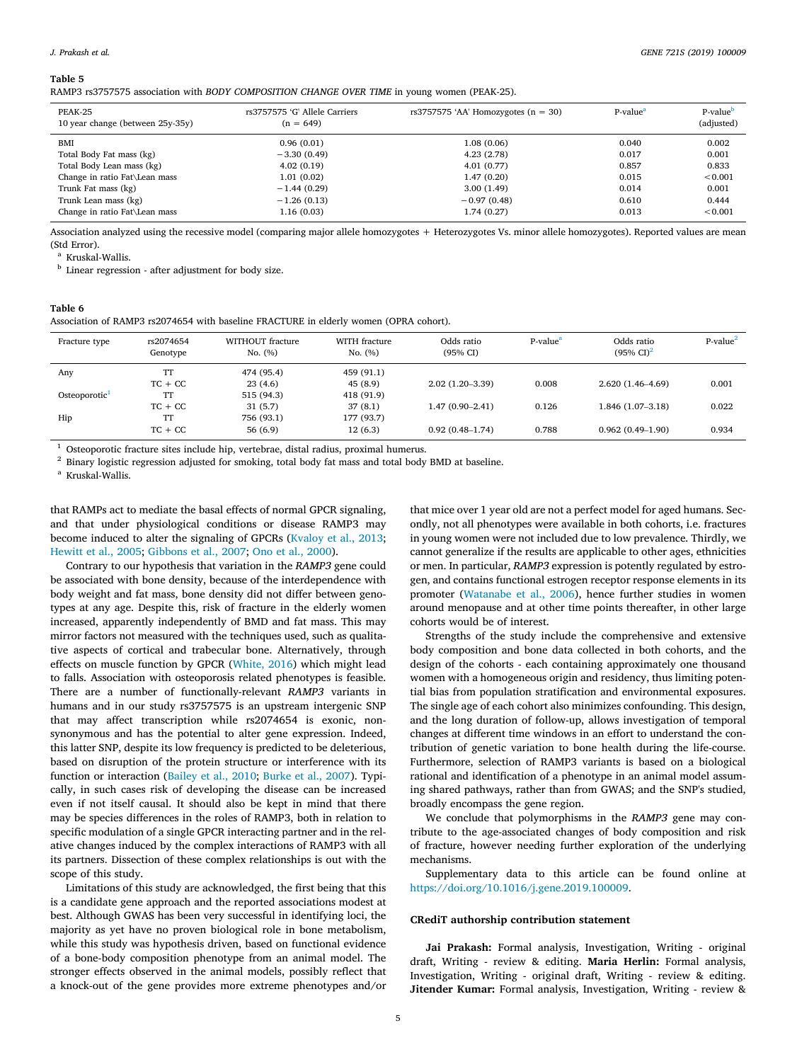**Table 5**
RAMP3 rs3757575 association with *BODY COMPOSITION CHANGE OVER TIME* in young women (PEAK-25).

| PEAK-25<br>10 year change (between 25y-35y) | rs3757575 'G' Allele Carriers<br>(n = 649) | rs3757575 'AA' Homozygotes (n = 30) | P-value[a] | P-value[b]<br>(adjusted) |
|---|---|---|---|---|
| BMI | 0.96 (0.01) | 1.08 (0.06) | 0.040 | 0.002 |
| Total Body Fat mass (kg) | −3.30 (0.49) | 4.23 (2.78) | 0.017 | 0.001 |
| Total Body Lean mass (kg) | 4.02 (0.19) | 4.01 (0.77) | 0.857 | 0.833 |
| Change in ratio Fat\Lean mass | 1.01 (0.02) | 1.47 (0.20) | 0.015 | < 0.001 |
| Trunk Fat mass (kg) | −1.44 (0.29) | 3.00 (1.49) | 0.014 | 0.001 |
| Trunk Lean mass (kg) | −1.26 (0.13) | −0.97 (0.48) | 0.610 | 0.444 |
| Change in ratio Fat\Lean mass | 1.16 (0.03) | 1.74 (0.27) | 0.013 | < 0.001 |

Association analyzed using the recessive model (comparing major allele homozygotes + Heterozygotes Vs. minor allele homozygotes). Reported values are mean (Std Error).

[a] Kruskal-Wallis.

[b] Linear regression - after adjustment for body size.

**Table 6**
Association of RAMP3 rs2074654 with baseline FRACTURE in elderly women (OPRA cohort).

| Fracture type | rs2074654<br>Genotype | WITHOUT fracture<br>No. (%) | WITH fracture<br>No. (%) | Odds ratio<br>(95% CI) | P-value[a] | Odds ratio<br>(95% CI)[2] | P-value[2] |
|---|---|---|---|---|---|---|---|
| Any | TT | 474 (95.4) | 459 (91.1) | | | | |
| | TC + CC | 23 (4.6) | 45 (8.9) | 2.02 (1.20–3.39) | 0.008 | 2.620 (1.46–4.69) | 0.001 |
| Osteoporotic[1] | TT | 515 (94.3) | 418 (91.9) | | | | |
| | TC + CC | 31 (5.7) | 37 (8.1) | 1.47 (0.90–2.41) | 0.126 | 1.846 (1.07–3.18) | 0.022 |
| Hip | TT | 756 (93.1) | 177 (93.7) | | | | |
| | TC + CC | 56 (6.9) | 12 (6.3) | 0.92 (0.48–1.74) | 0.788 | 0.962 (0.49–1.90) | 0.934 |

[1] Osteoporotic fracture sites include hip, vertebrae, distal radius, proximal humerus.

[2] Binary logistic regression adjusted for smoking, total body fat mass and total body BMD at baseline.

[a] Kruskal-Wallis.

that RAMPs act to mediate the basal effects of normal GPCR signaling, and that under physiological conditions or disease RAMP3 may become induced to alter the signaling of GPCRs (Kvaloy et al., 2013; Hewitt et al., 2005; Gibbons et al., 2007; Ono et al., 2000).

Contrary to our hypothesis that variation in the *RAMP3* gene could be associated with bone density, because of the interdependence with body weight and fat mass, bone density did not differ between genotypes at any age. Despite this, risk of fracture in the elderly women increased, apparently independently of BMD and fat mass. This may mirror factors not measured with the techniques used, such as qualitative aspects of cortical and trabecular bone. Alternatively, through effects on muscle function by GPCR (White, 2016) which might lead to falls. Association with osteoporosis related phenotypes is feasible. There are a number of functionally-relevant *RAMP3* variants in humans and in our study rs3757575 is an upstream intergenic SNP that may affect transcription while rs2074654 is exonic, non-synonymous and has the potential to alter gene expression. Indeed, this latter SNP, despite its low frequency is predicted to be deleterious, based on disruption of the protein structure or interference with its function or interaction (Bailey et al., 2010; Burke et al., 2007). Typically, in such cases risk of developing the disease can be increased even if not itself causal. It should also be kept in mind that there may be species differences in the roles of RAMP3, both in relation to specific modulation of a single GPCR interacting partner and in the relative changes induced by the complex interactions of RAMP3 with all its partners. Dissection of these complex relationships is out with the scope of this study.

Limitations of this study are acknowledged, the first being that this is a candidate gene approach and the reported associations modest at best. Although GWAS has been very successful in identifying loci, the majority as yet have no proven biological role in bone metabolism, while this study was hypothesis driven, based on functional evidence of a bone-body composition phenotype from an animal model. The stronger effects observed in the animal models, possibly reflect that a knock-out of the gene provides more extreme phenotypes and/or that mice over 1 year old are not a perfect model for aged humans. Secondly, not all phenotypes were available in both cohorts, i.e. fractures in young women were not included due to low prevalence. Thirdly, we cannot generalize if the results are applicable to other ages, ethnicities or men. In particular, *RAMP3* expression is potently regulated by estrogen, and contains functional estrogen receptor response elements in its promoter (Watanabe et al., 2006), hence further studies in women around menopause and at other time points thereafter, in other large cohorts would be of interest.

Strengths of the study include the comprehensive and extensive body composition and bone data collected in both cohorts, and the design of the cohorts - each containing approximately one thousand women with a homogeneous origin and residency, thus limiting potential bias from population stratification and environmental exposures. The single age of each cohort also minimizes confounding. This design, and the long duration of follow-up, allows investigation of temporal changes at different time windows in an effort to understand the contribution of genetic variation to bone health during the life-course. Furthermore, selection of RAMP3 variants is based on a biological rational and identification of a phenotype in an animal model assuming shared pathways, rather than from GWAS; and the SNP's studied, broadly encompass the gene region.

We conclude that polymorphisms in the *RAMP3* gene may contribute to the age-associated changes of body composition and risk of fracture, however needing further exploration of the underlying mechanisms.

Supplementary data to this article can be found online at https://doi.org/10.1016/j.gene.2019.100009.

### CRediT authorship contribution statement

**Jai Prakash:** Formal analysis, Investigation, Writing - original draft, Writing - review & editing. **Maria Herlin:** Formal analysis, Investigation, Writing - original draft, Writing - review & editing. **Jitender Kumar:** Formal analysis, Investigation, Writing - review &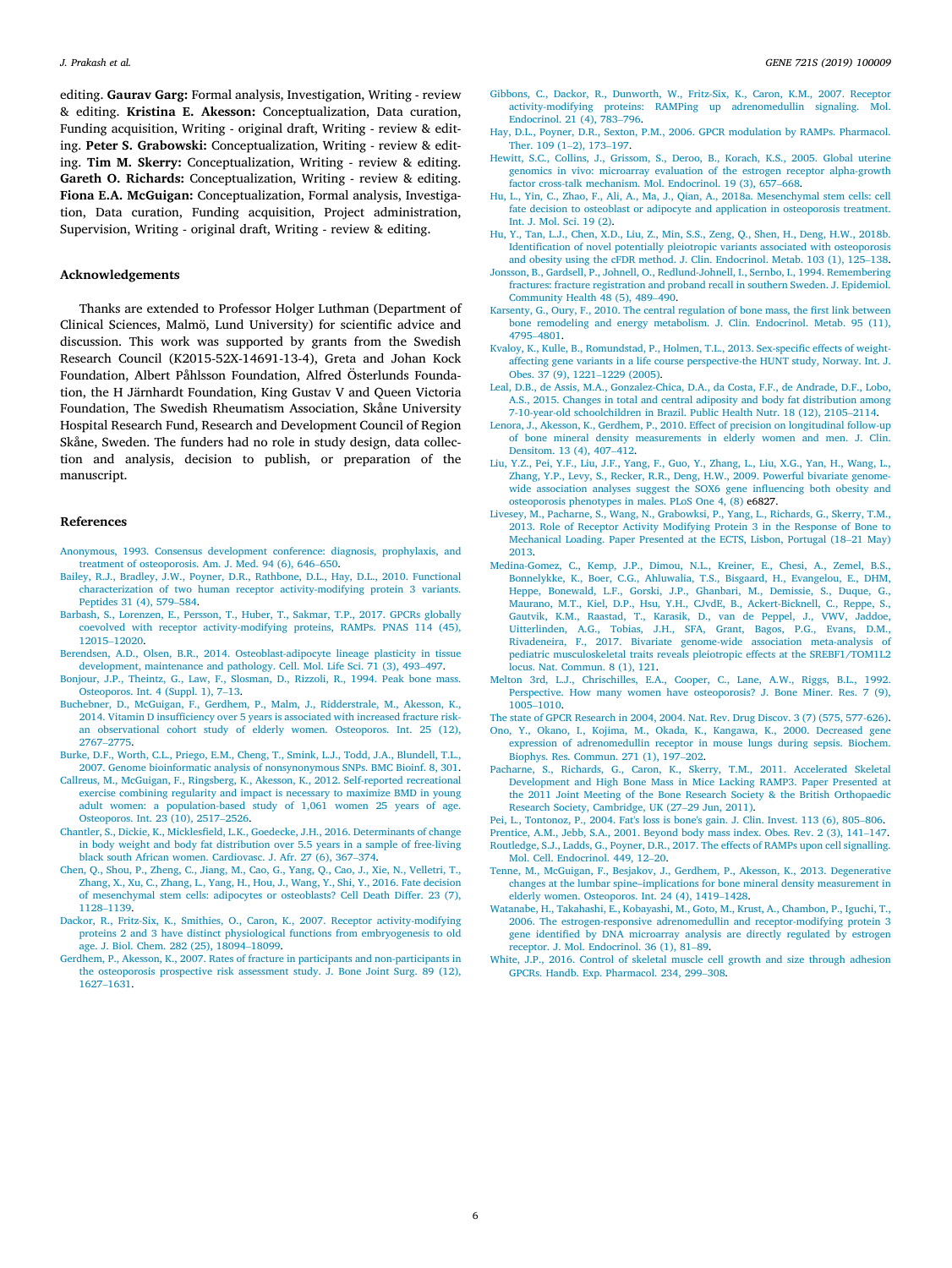editing. **Gaurav Garg:** Formal analysis, Investigation, Writing - review & editing. **Kristina E. Akesson:** Conceptualization, Data curation, Funding acquisition, Writing - original draft, Writing - review & editing. **Peter S. Grabowski:** Conceptualization, Writing - review & editing. **Tim M. Skerry:** Conceptualization, Writing - review & editing. **Gareth O. Richards:** Conceptualization, Writing - review & editing. **Fiona E.A. McGuigan:** Conceptualization, Formal analysis, Investigation, Data curation, Funding acquisition, Project administration, Supervision, Writing - original draft, Writing - review & editing.

## Acknowledgements

Thanks are extended to Professor Holger Luthman (Department of Clinical Sciences, Malmö, Lund University) for scientific advice and discussion. This work was supported by grants from the Swedish Research Council (K2015-52X-14691-13-4), Greta and Johan Kock Foundation, Albert Påhlsson Foundation, Alfred Österlunds Foundation, the H Järnhardt Foundation, King Gustav V and Queen Victoria Foundation, The Swedish Rheumatism Association, Skåne University Hospital Research Fund, Research and Development Council of Region Skåne, Sweden. The funders had no role in study design, data collection and analysis, decision to publish, or preparation of the manuscript.

## References

Anonymous, 1993. Consensus development conference: diagnosis, prophylaxis, and treatment of osteoporosis. Am. J. Med. 94 (6), 646–650.

Bailey, R.J., Bradley, J.W., Poyner, D.R., Rathbone, D.L., Hay, D.L., 2010. Functional characterization of two human receptor activity-modifying protein 3 variants. Peptides 31 (4), 579–584.

Barbash, S., Lorenzen, E., Persson, T., Huber, T., Sakmar, T.P., 2017. GPCRs globally coevolved with receptor activity-modifying proteins, RAMPs. PNAS 114 (45), 12015–12020.

Berendsen, A.D., Olsen, B.R., 2014. Osteoblast-adipocyte lineage plasticity in tissue development, maintenance and pathology. Cell. Mol. Life Sci. 71 (3), 493–497.

Bonjour, J.P., Theintz, G., Law, F., Slosman, D., Rizzoli, R., 1994. Peak bone mass. Osteoporos. Int. 4 (Suppl. 1), 7–13.

Buchebner, D., McGuigan, F., Gerdhem, P., Malm, J., Ridderstrale, M., Akesson, K., 2014. Vitamin D insufficiency over 5 years is associated with increased fracture risk-an observational cohort study of elderly women. Osteoporos. Int. 25 (12), 2767–2775.

Burke, D.F., Worth, C.L., Priego, E.M., Cheng, T., Smink, L.J., Todd, J.A., Blundell, T.L., 2007. Genome bioinformatic analysis of nonsynonymous SNPs. BMC Bioinf. 8, 301.

Callreus, M., McGuigan, F., Ringsberg, K., Akesson, K., 2012. Self-reported recreational exercise combining regularity and impact is necessary to maximize BMD in young adult women: a population-based study of 1,061 women 25 years of age. Osteoporos. Int. 23 (10), 2517–2526.

Chantler, S., Dickie, K., Micklesfield, L.K., Goedecke, J.H., 2016. Determinants of change in body weight and body fat distribution over 5.5 years in a sample of free-living black south African women. Cardiovasc. J. Afr. 27 (6), 367–374.

Chen, Q., Shou, P., Zheng, C., Jiang, M., Cao, G., Yang, Q., Cao, J., Xie, N., Velletri, T., Zhang, X., Xu, C., Zhang, L., Yang, H., Hou, J., Wang, Y., Shi, Y., 2016. Fate decision of mesenchymal stem cells: adipocytes or osteoblasts? Cell Death Differ. 23 (7), 1128–1139.

Dackor, R., Fritz-Six, K., Smithies, O., Caron, K., 2007. Receptor activity-modifying proteins 2 and 3 have distinct physiological functions from embryogenesis to old age. J. Biol. Chem. 282 (25), 18094–18099.

Gerdhem, P., Akesson, K., 2007. Rates of fracture in participants and non-participants in the osteoporosis prospective risk assessment study. J. Bone Joint Surg. 89 (12), 1627–1631.

Gibbons, C., Dackor, R., Dunworth, W., Fritz-Six, K., Caron, K.M., 2007. Receptor activity-modifying proteins: RAMPing up adrenomedullin signaling. Mol. Endocrinol. 21 (4), 783–796.

Hay, D.L., Poyner, D.R., Sexton, P.M., 2006. GPCR modulation by RAMPs. Pharmacol. Ther. 109 (1–2), 173–197.

Hewitt, S.C., Collins, J., Grissom, S., Deroo, B., Korach, K.S., 2005. Global uterine genomics in vivo: microarray evaluation of the estrogen receptor alpha-growth factor cross-talk mechanism. Mol. Endocrinol. 19 (3), 657–668.

Hu, L., Yin, C., Zhao, F., Ali, A., Ma, J., Qian, A., 2018a. Mesenchymal stem cells: cell fate decision to osteoblast or adipocyte and application in osteoporosis treatment. Int. J. Mol. Sci. 19 (2).

Hu, Y., Tan, L.J., Chen, X.D., Liu, Z., Min, S.S., Zeng, Q., Shen, H., Deng, H.W., 2018b. Identification of novel potentially pleiotropic variants associated with osteoporosis and obesity using the cFDR method. J. Clin. Endocrinol. Metab. 103 (1), 125–138.

Jonsson, B., Gardsell, P., Johnell, O., Redlund-Johnell, I., Sernbo, I., 1994. Remembering fractures: fracture registration and proband recall in southern Sweden. J. Epidemiol. Community Health 48 (5), 489–490.

Karsenty, G., Oury, F., 2010. The central regulation of bone mass, the first link between bone remodeling and energy metabolism. J. Clin. Endocrinol. Metab. 95 (11), 4795–4801.

Kvaloy, K., Kulle, B., Romundstad, P., Holmen, T.L., 2013. Sex-specific effects of weight-affecting gene variants in a life course perspective-the HUNT study, Norway. Int. J. Obes. 37 (9), 1221–1229 (2005).

Leal, D.B., de Assis, M.A., Gonzalez-Chica, D.A., da Costa, F.F., de Andrade, D.F., Lobo, A.S., 2015. Changes in total and central adiposity and body fat distribution among 7-10-year-old schoolchildren in Brazil. Public Health Nutr. 18 (12), 2105–2114.

Lenora, J., Akesson, K., Gerdhem, P., 2010. Effect of precision on longitudinal follow-up of bone mineral density measurements in elderly women and men. J. Clin. Densitom. 13 (4), 407–412.

Liu, Y.Z., Pei, Y.F., Liu, J.F., Yang, F., Guo, Y., Zhang, L., Liu, X.G., Yan, H., Wang, L., Zhang, Y.P., Levy, S., Recker, R.R., Deng, H.W., 2009. Powerful bivariate genome-wide association analyses suggest the SOX6 gene influencing both obesity and osteoporosis phenotypes in males. PLoS One 4, (8) e6827.

Livesey, M., Pacharne, S., Wang, N., Grabowksi, P., Yang, L., Richards, G., Skerry, T.M., 2013. Role of Receptor Activity Modifying Protein 3 in the Response of Bone to Mechanical Loading. Paper Presented at the ECTS, Lisbon, Portugal (18–21 May) 2013.

Medina-Gomez, C., Kemp, J.P., Dimou, N.L., Kreiner, E., Chesi, A., Zemel, B.S., Bonnelykke, K., Boer, C.G., Ahluwalia, T.S., Bisgaard, H., Evangelou, E., DHM, Heppe, Bonewald, L.F., Gorski, J.P., Ghanbari, M., Demissie, S., Duque, G., Maurano, M.T., Kiel, D.P., Hsu, Y.H., CJvdE, B., Ackert-Bicknell, C., Reppe, S., Gautvik, K.M., Raastad, T., Karasik, D., van de Peppel, J., VWV, Jaddoe, Uitterlinden, A.G., Tobias, J.H., SFA, Grant, Bagos, P.G., Evans, D.M., Rivadeneira, F., 2017. Bivariate genome-wide association meta-analysis of pediatric musculoskeletal traits reveals pleiotropic effects at the SREBF1/TOM1L2 locus. Nat. Commun. 8 (1), 121.

Melton 3rd, L.J., Chrischilles, E.A., Cooper, C., Lane, A.W., Riggs, B.L., 1992. Perspective. How many women have osteoporosis? J. Bone Miner. Res. 7 (9), 1005–1010.

The state of GPCR Research in 2004, 2004. Nat. Rev. Drug Discov. 3 (7) (575, 577-626).

Ono, Y., Okano, I., Kojima, M., Okada, K., Kangawa, K., 2000. Decreased gene expression of adrenomedullin receptor in mouse lungs during sepsis. Biochem. Biophys. Res. Commun. 271 (1), 197–202.

Pacharne, S., Richards, G., Caron, K., Skerry, T.M., 2011. Accelerated Skeletal Development and High Bone Mass in Mice Lacking RAMP3. Paper Presented at the 2011 Joint Meeting of the Bone Research Society & the British Orthopaedic Research Society, Cambridge, UK (27–29 Jun, 2011).

Pei, L., Tontonoz, P., 2004. Fat's loss is bone's gain. J. Clin. Invest. 113 (6), 805–806.

Prentice, A.M., Jebb, S.A., 2001. Beyond body mass index. Obes. Rev. 2 (3), 141–147.

Routledge, S.J., Ladds, G., Poyner, D.R., 2017. The effects of RAMPs upon cell signalling. Mol. Cell. Endocrinol. 449, 12–20.

Tenne, M., McGuigan, F., Besjakov, J., Gerdhem, P., Akesson, K., 2013. Degenerative changes at the lumbar spine–implications for bone mineral density measurement in elderly women. Osteoporos. Int. 24 (4), 1419–1428.

Watanabe, H., Takahashi, E., Kobayashi, M., Goto, M., Krust, A., Chambon, P., Iguchi, T., 2006. The estrogen-responsive adrenomedullin and receptor-modifying protein 3 gene identified by DNA microarray analysis are directly regulated by estrogen receptor. J. Mol. Endocrinol. 36 (1), 81–89.

White, J.P., 2016. Control of skeletal muscle cell growth and size through adhesion GPCRs. Handb. Exp. Pharmacol. 234, 299–308.